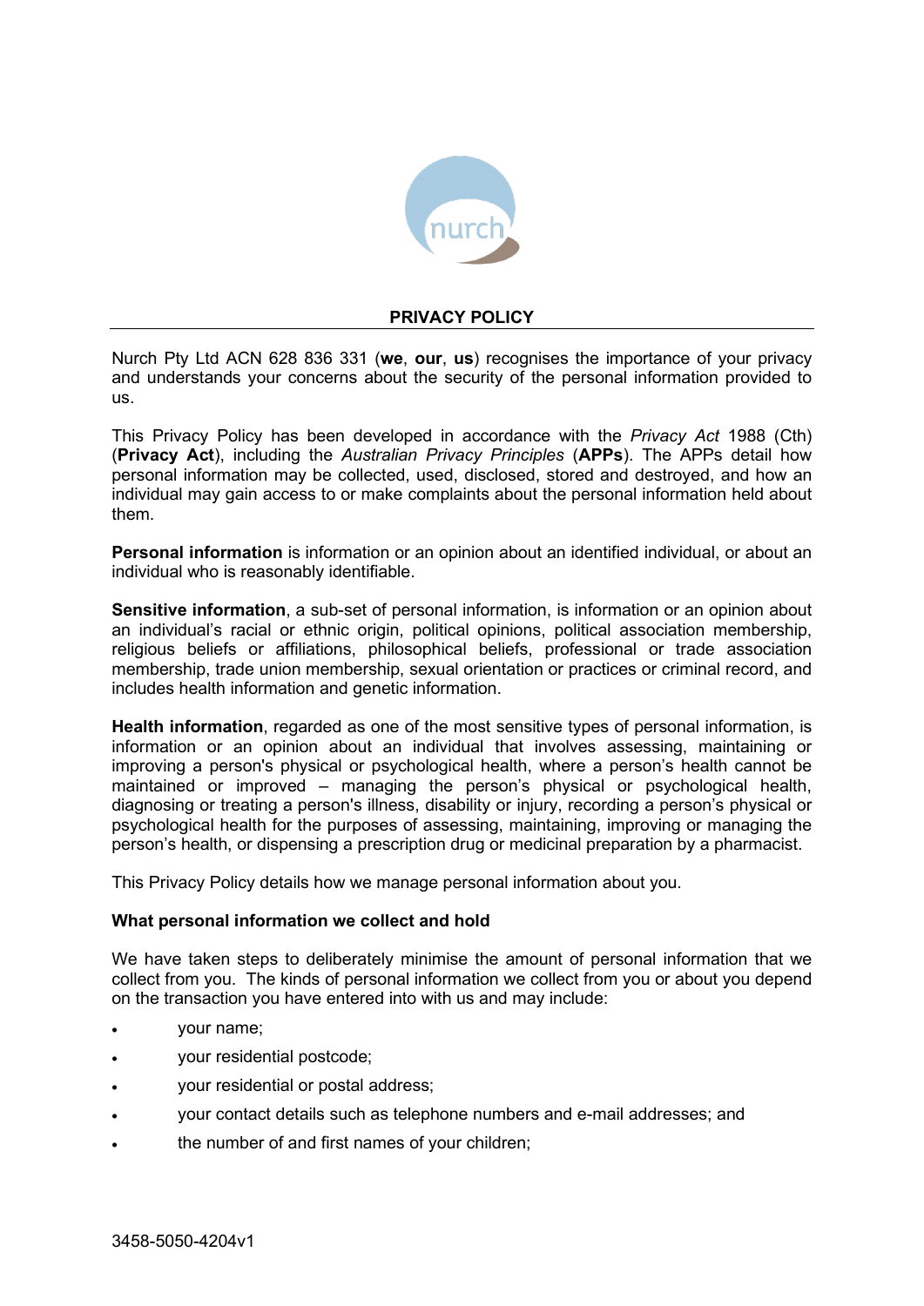# PRIVACY POLICY

Nurch Pty Ltd ACN 628 836 331 (**we**, **our**, **us**) recognises the importance of your privacy and understands your concerns about the security of the personal information provided to us.

This Privacy Policy has been developed in accordance with the *Privacy Act* 1988 (Cth) (**Privacy Act**), including the *Australian Privacy Principles* (**APPs**). The APPs detail how personal information may be collected, used, disclosed, stored and destroyed, and how an individual may gain access to or make complaints about the personal information held about them.

**Personal information** is information or an opinion about an identified individual, or about an individual who is reasonably identifiable.

**Sensitive information**, a sub-set of personal information, is information or an opinion about an individual's racial or ethnic origin, political opinions, political association membership, religious beliefs or affiliations, philosophical beliefs, professional or trade association membership, trade union membership, sexual orientation or practices or criminal record, and includes health information and genetic information.

**Health information**, regarded as one of the most sensitive types of personal information, is information or an opinion about an individual that involves assessing, maintaining or improving a person's physical or psychological health, where a person's health cannot be maintained or improved – managing the person's physical or psychological health, diagnosing or treating a person's illness, disability or injury, recording a person's physical or psychological health for the purposes of assessing, maintaining, improving or managing the person's health, or dispensing a prescription drug or medicinal preparation by a pharmacist.

This Privacy Policy details how we manage personal information about you.

**What personal information we collect and hold**

We have taken steps to deliberately minimise the amount of personal information that we collect from you. The kinds of personal information we collect from you or about you depend on the transaction you have entered into with us and may include:

- your name;
- your residential postcode;
- your residential or postal address;
- your contact details such as telephone numbers and e-mail addresses; and
- the number of and first names of your children;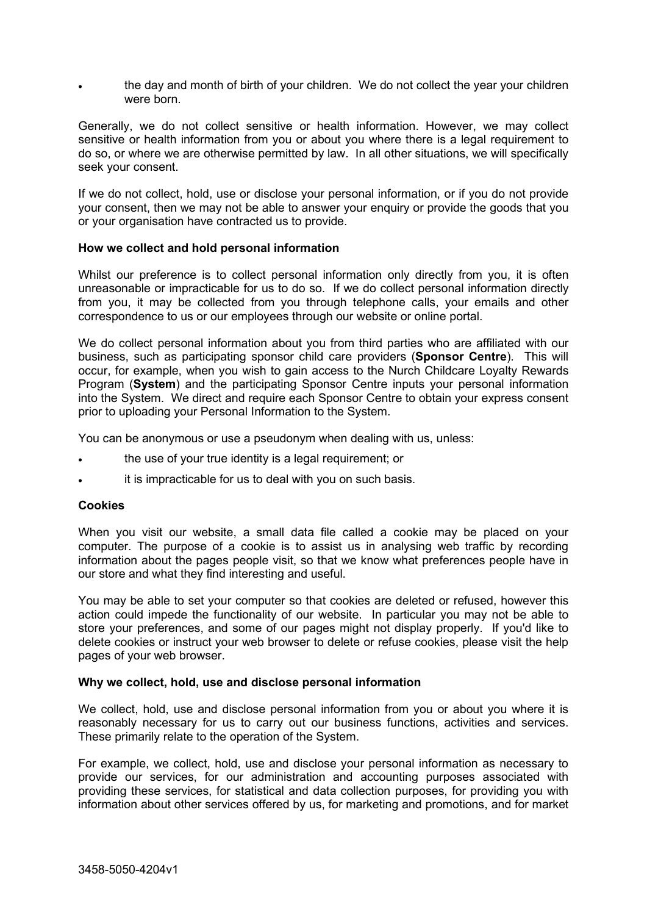- the day and month of birth of your children. We do not collect the year your children were born.

Generally, we do not collect sensitive or health information. However, we may collect sensitive or health information from you or about you where there is a legal requirement to do so, or where we are otherwise permitted by law. In all other situations, we will specifically seek your consent.

If we do not collect, hold, use or disclose your personal information, or if you do not provide your consent, then we may not be able to answer your enquiry or provide the goods that you or your organisation have contracted us to provide.

**How we collect and hold personal information**

Whilst our preference is to collect personal information only directly from you, it is often unreasonable or impracticable for us to do so. If we do collect personal information directly from you, it may be collected from you through telephone calls, your emails and other correspondence to us or our employees through our website or online portal.

We do collect personal information about you from third parties who are affiliated with our business, such as participating sponsor child care providers (**Sponsor Centre**). This will occur, for example, when you wish to gain access to the Nurch Childcare Loyalty Rewards Program (**System**) and the participating Sponsor Centre inputs your personal information into the System. We direct and require each Sponsor Centre to obtain your express consent prior to uploading your Personal Information to the System.

You can be anonymous or use a pseudonym when dealing with us, unless:

- the use of your true identity is a legal requirement; or
- it is impracticable for us to deal with you on such basis.

**Cookies**

When you visit our website, a small data file called a cookie may be placed on your computer. The purpose of a cookie is to assist us in analysing web traffic by recording information about the pages people visit, so that we know what preferences people have in our store and what they find interesting and useful.

You may be able to set your computer so that cookies are deleted or refused, however this action could impede the functionality of our website. In particular you may not be able to store your preferences, and some of our pages might not display properly. If you'd like to delete cookies or instruct your web browser to delete or refuse cookies, please visit the help pages of your web browser.

**Why we collect, hold, use and disclose personal information**

We collect, hold, use and disclose personal information from you or about you where it is reasonably necessary for us to carry out our business functions, activities and services. These primarily relate to the operation of the System.

For example, we collect, hold, use and disclose your personal information as necessary to provide our services, for our administration and accounting purposes associated with providing these services, for statistical and data collection purposes, for providing you with information about other services offered by us, for marketing and promotions, and for market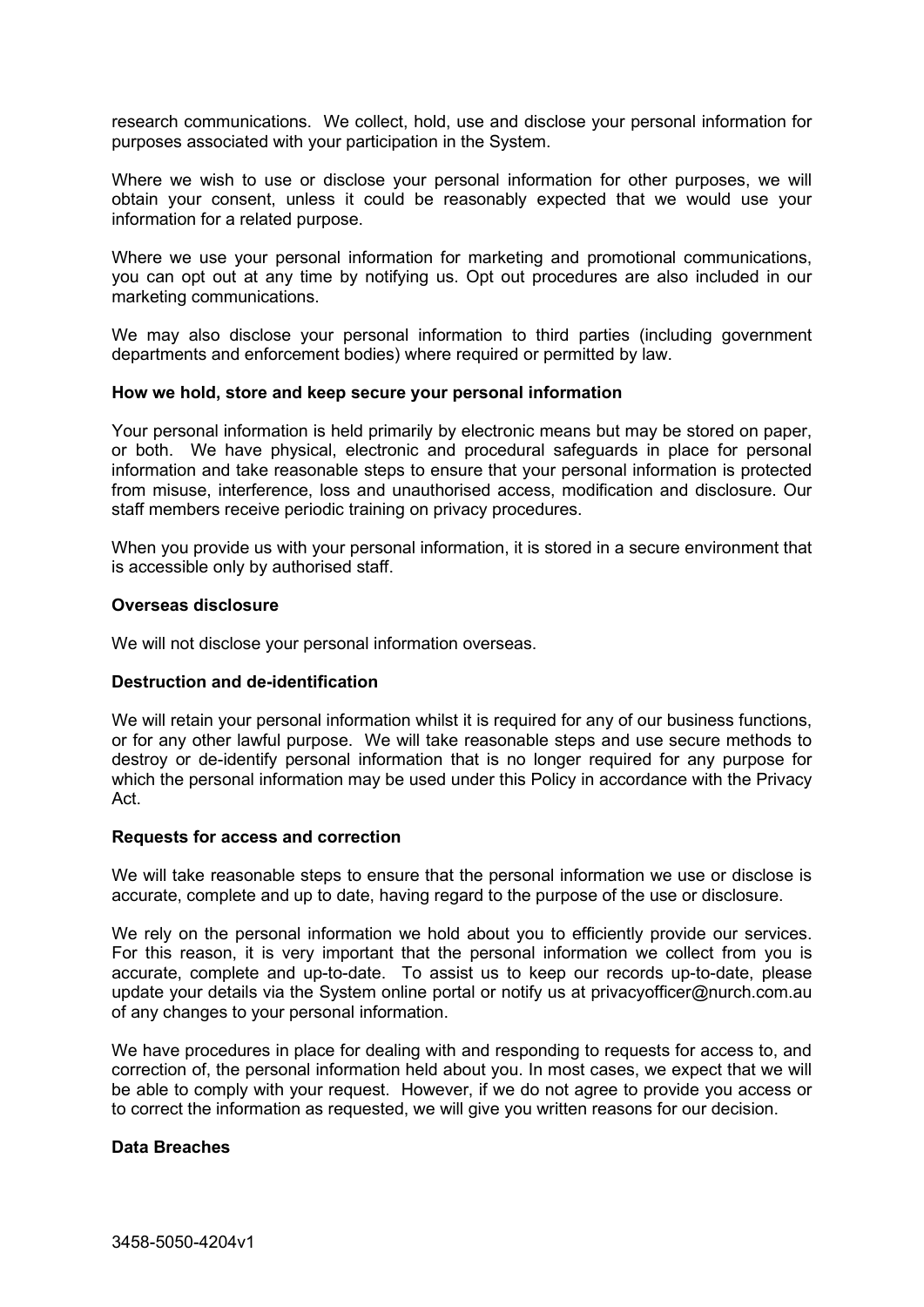research communications. We collect, hold, use and disclose your personal information for purposes associated with your participation in the System.

Where we wish to use or disclose your personal information for other purposes, we will obtain your consent, unless it could be reasonably expected that we would use your information for a related purpose.

Where we use your personal information for marketing and promotional communications, you can opt out at any time by notifying us. Opt out procedures are also included in our marketing communications.

We may also disclose your personal information to third parties (including government departments and enforcement bodies) where required or permitted by law.

**How we hold, store and keep secure your personal information**

Your personal information is held primarily by electronic means but may be stored on paper, or both. We have physical, electronic and procedural safeguards in place for personal information and take reasonable steps to ensure that your personal information is protected from misuse, interference, loss and unauthorised access, modification and disclosure. Our staff members receive periodic training on privacy procedures.

When you provide us with your personal information, it is stored in a secure environment that is accessible only by authorised staff.

**Overseas disclosure**

We will not disclose your personal information overseas.

**Destruction and de-identification**

We will retain your personal information whilst it is required for any of our business functions, or for any other lawful purpose. We will take reasonable steps and use secure methods to destroy or de-identify personal information that is no longer required for any purpose for which the personal information may be used under this Policy in accordance with the Privacy Act.

**Requests for access and correction**

We will take reasonable steps to ensure that the personal information we use or disclose is accurate, complete and up to date, having regard to the purpose of the use or disclosure.

We rely on the personal information we hold about you to efficiently provide our services. For this reason, it is very important that the personal information we collect from you is accurate, complete and up-to-date. To assist us to keep our records up-to-date, please update your details via the System online portal or notify us at privacyofficer@nurch.com.au of any changes to your personal information.

We have procedures in place for dealing with and responding to requests for access to, and correction of, the personal information held about you. In most cases, we expect that we will be able to comply with your request. However, if we do not agree to provide you access or to correct the information as requested, we will give you written reasons for our decision.

**Data Breaches**

3458-5050-4204v1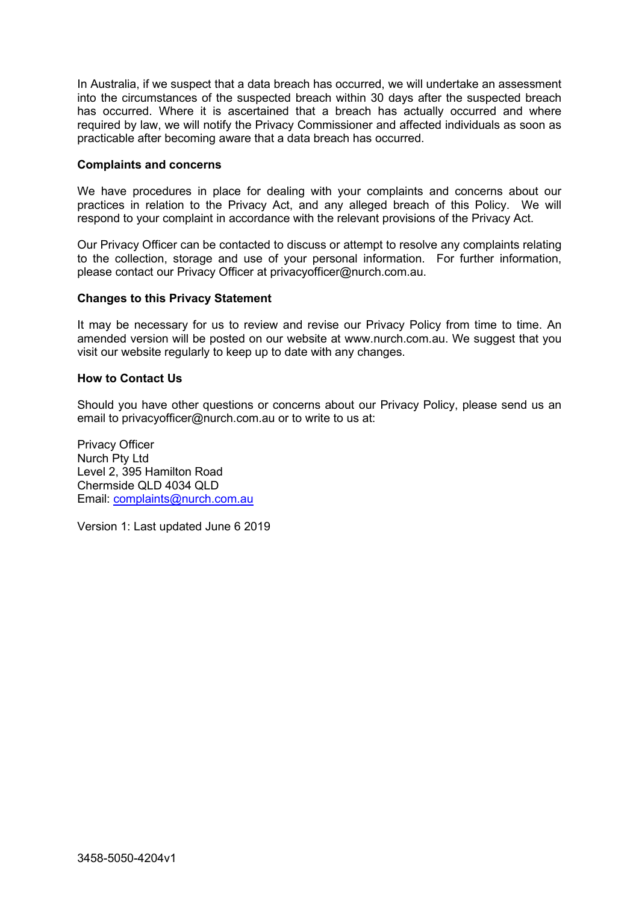In Australia, if we suspect that a data breach has occurred, we will undertake an assessment into the circumstances of the suspected breach within 30 days after the suspected breach has occurred. Where it is ascertained that a breach has actually occurred and where required by law, we will notify the Privacy Commissioner and affected individuals as soon as practicable after becoming aware that a data breach has occurred.

**Complaints and concerns**

We have procedures in place for dealing with your complaints and concerns about our practices in relation to the Privacy Act, and any alleged breach of this Policy. We will respond to your complaint in accordance with the relevant provisions of the Privacy Act.

Our Privacy Officer can be contacted to discuss or attempt to resolve any complaints relating to the collection, storage and use of your personal information. For further information, please contact our Privacy Officer at privacyofficer@nurch.com.au.

**Changes to this Privacy Statement**

It may be necessary for us to review and revise our Privacy Policy from time to time. An amended version will be posted on our website at www.nurch.com.au. We suggest that you visit our website regularly to keep up to date with any changes.

**How to Contact Us**

Should you have other questions or concerns about our Privacy Policy, please send us an email to privacyofficer@nurch.com.au or to write to us at:

Privacy Officer
Nurch Pty Ltd
Level 2, 395 Hamilton Road
Chermside QLD 4034 QLD
Email: complaints@nurch.com.au

Version 1: Last updated June 6 2019

3458-5050-4204v1